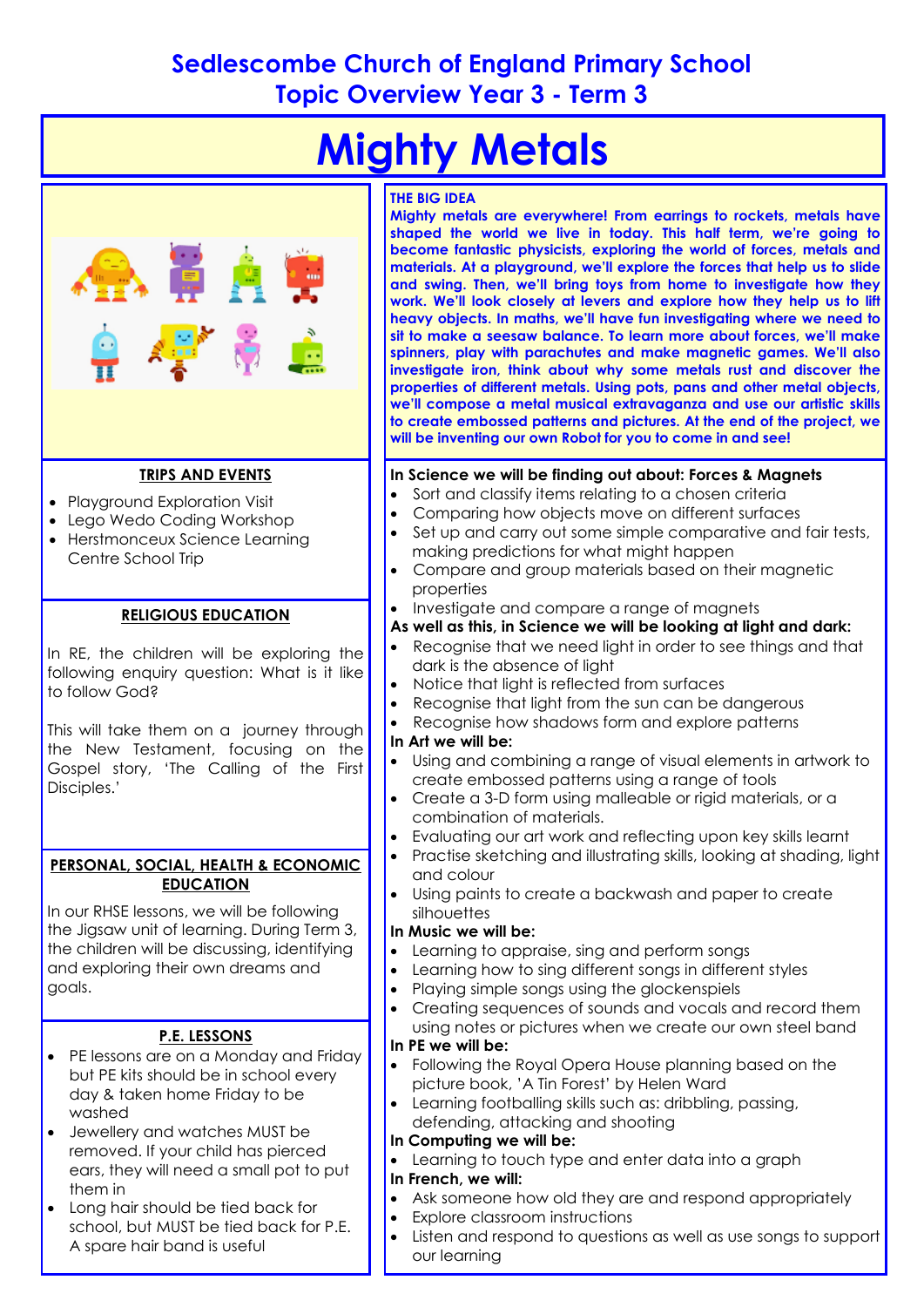# Sedlescombe Church of England Primary School
## Topic Overview Year 3 - Term 3

# Mighty Metals

### TRIPS AND EVENTS

- Playground Exploration Visit
- Lego Wedo Coding Workshop
- Herstmonceux Science Learning Centre School Trip

### RELIGIOUS EDUCATION

In RE, the children will be exploring the following enquiry question: What is it like to follow God?

This will take them on a journey through the New Testament, focusing on the Gospel story, 'The Calling of the First Disciples.'

### PERSONAL, SOCIAL, HEALTH & ECONOMIC EDUCATION

In our RHSE lessons, we will be following the Jigsaw unit of learning. During Term 3, the children will be discussing, identifying and exploring their own dreams and goals.

### P.E. LESSONS

- PE lessons are on a Monday and Friday but PE kits should be in school every day & taken home Friday to be washed
- Jewellery and watches MUST be removed. If your child has pierced ears, they will need a small pot to put them in
- Long hair should be tied back for school, but MUST be tied back for P.E. A spare hair band is useful

### THE BIG IDEA

**Mighty metals are everywhere! From earrings to rockets, metals have shaped the world we live in today. This half term, we're going to become fantastic physicists, exploring the world of forces, metals and materials. At a playground, we'll explore the forces that help us to slide and swing. Then, we'll bring toys from home to investigate how they work. We'll look closely at levers and explore how they help us to lift heavy objects. In maths, we'll have fun investigating where we need to sit to make a seesaw balance. To learn more about forces, we'll make spinners, play with parachutes and make magnetic games. We'll also investigate iron, think about why some metals rust and discover the properties of different metals. Using pots, pans and other metal objects, we'll compose a metal musical extravaganza and use our artistic skills to create embossed patterns and pictures. At the end of the project, we will be inventing our own Robot for you to come in and see!**

**In Science we will be finding out about: Forces & Magnets**

- Sort and classify items relating to a chosen criteria
- Comparing how objects move on different surfaces
- Set up and carry out some simple comparative and fair tests, making predictions for what might happen
- Compare and group materials based on their magnetic properties
- Investigate and compare a range of magnets

**As well as this, in Science we will be looking at light and dark:**

- Recognise that we need light in order to see things and that dark is the absence of light
- Notice that light is reflected from surfaces
- Recognise that light from the sun can be dangerous
- Recognise how shadows form and explore patterns

**In Art we will be:**

- Using and combining a range of visual elements in artwork to create embossed patterns using a range of tools
- Create a 3-D form using malleable or rigid materials, or a combination of materials.
- Evaluating our art work and reflecting upon key skills learnt
- Practise sketching and illustrating skills, looking at shading, light and colour
- Using paints to create a backwash and paper to create silhouettes

**In Music we will be:**

- Learning to appraise, sing and perform songs
- Learning how to sing different songs in different styles
- Playing simple songs using the glockenspiels
- Creating sequences of sounds and vocals and record them using notes or pictures when we create our own steel band

**In PE we will be:**

- Following the Royal Opera House planning based on the picture book, 'A Tin Forest' by Helen Ward
- Learning footballing skills such as: dribbling, passing, defending, attacking and shooting

**In Computing we will be:**

- Learning to touch type and enter data into a graph

**In French, we will:**

- Ask someone how old they are and respond appropriately
- Explore classroom instructions
- Listen and respond to questions as well as use songs to support our learning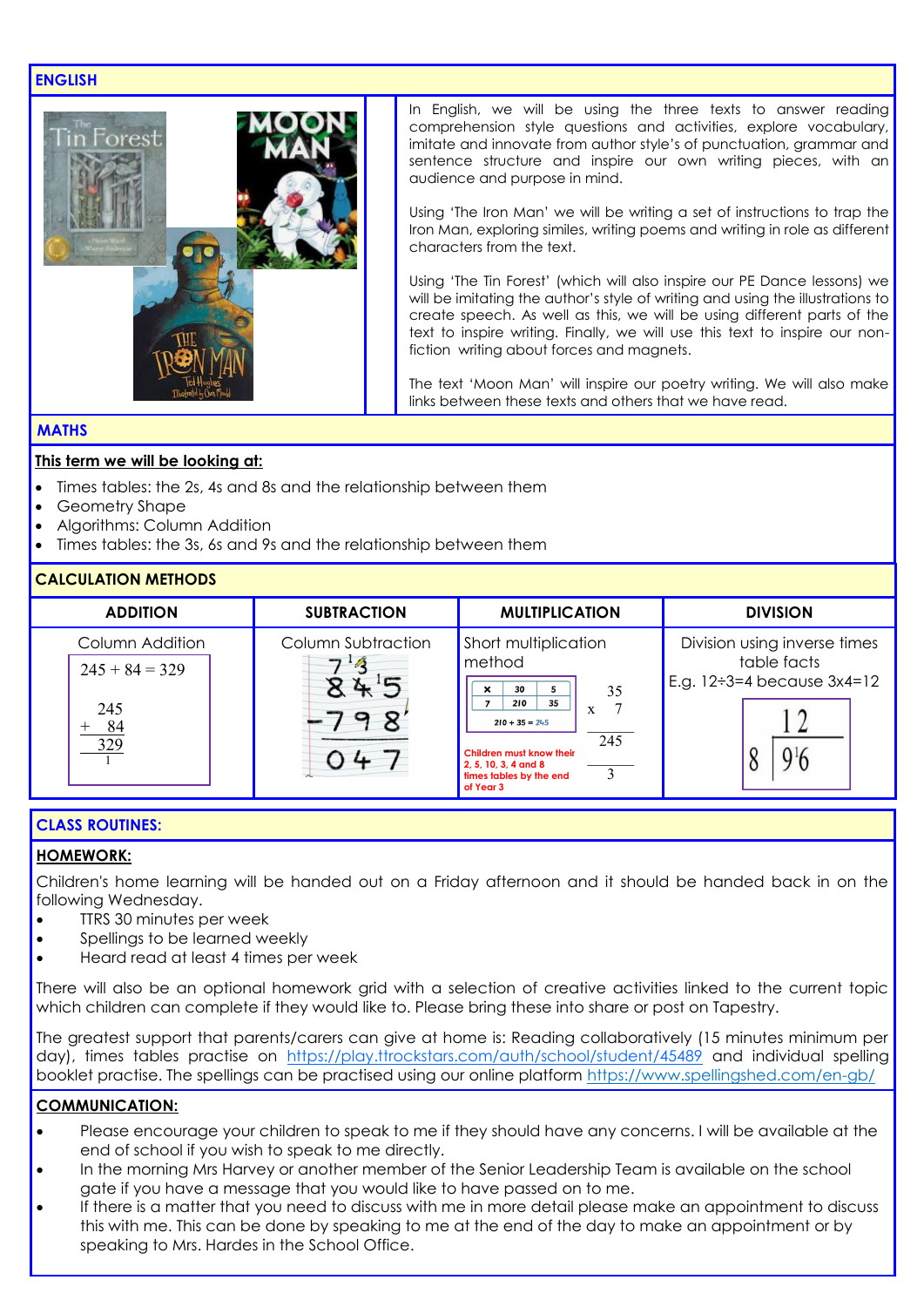## ENGLISH

In English, we will be using the three texts to answer reading comprehension style questions and activities, explore vocabulary, imitate and innovate from author style's of punctuation, grammar and sentence structure and inspire our own writing pieces, with an audience and purpose in mind.

Using 'The Iron Man' we will be writing a set of instructions to trap the Iron Man, exploring similes, writing poems and writing in role as different characters from the text.

Using 'The Tin Forest' (which will also inspire our PE Dance lessons) we will be imitating the author's style of writing and using the illustrations to create speech. As well as this, we will be using different parts of the text to inspire writing. Finally, we will use this text to inspire our non-fiction writing about forces and magnets.

The text 'Moon Man' will inspire our poetry writing. We will also make links between these texts and others that we have read.

## MATHS

**This term we will be looking at:**

- Times tables: the 2s, 4s and 8s and the relationship between them
- Geometry Shape
- Algorithms: Column Addition
- Times tables: the 3s, 6s and 9s and the relationship between them

## CALCULATION METHODS

| ADDITION | SUBTRACTION | MULTIPLICATION | DIVISION |
|---|---|---|---|
| Column Addition<br>245 + 84 = 329<br>245<br>+ 84<br>329<br>1 | Column Subtraction<br>$^{7}8\,^{1}4\,^{1}5$<br>− 7 9 8<br>0 4 7 | Short multiplication method<br>× 30 5 / 7 210 35<br>210 + 35 = 245<br>35 × 7 = 245 (carry 3)<br>Children must know their 2, 5, 10, 3, 4 and 8 times tables by the end of Year 3 | Division using inverse times table facts<br>E.g. 12÷3=4 because 3x4=12<br>96 ÷ 8 = 12 |

## CLASS ROUTINES:

**HOMEWORK:**

Children's home learning will be handed out on a Friday afternoon and it should be handed back in on the following Wednesday.

- TTRS 30 minutes per week
- Spellings to be learned weekly
- Heard read at least 4 times per week

There will also be an optional homework grid with a selection of creative activities linked to the current topic which children can complete if they would like to. Please bring these into share or post on Tapestry.

The greatest support that parents/carers can give at home is: Reading collaboratively (15 minutes minimum per day), times tables practise on https://play.ttrockstars.com/auth/school/student/45489 and individual spelling booklet practise. The spellings can be practised using our online platform https://www.spellingshed.com/en-gb/

**COMMUNICATION:**

- Please encourage your children to speak to me if they should have any concerns. I will be available at the end of school if you wish to speak to me directly.
- In the morning Mrs Harvey or another member of the Senior Leadership Team is available on the school gate if you have a message that you would like to have passed on to me.
- If there is a matter that you need to discuss with me in more detail please make an appointment to discuss this with me. This can be done by speaking to me at the end of the day to make an appointment or by speaking to Mrs. Hardes in the School Office.